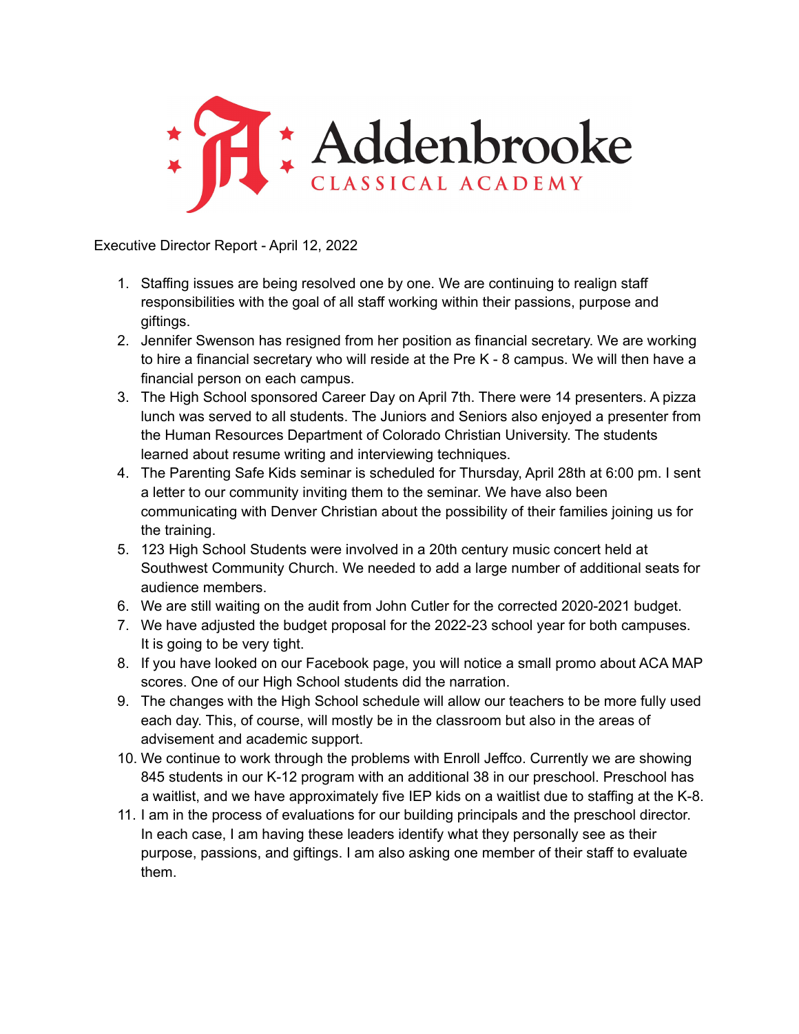Addenbrooke
CLASSICAL ACADEMY

Executive Director Report - April 12, 2022

1. Staffing issues are being resolved one by one. We are continuing to realign staff responsibilities with the goal of all staff working within their passions, purpose and giftings.
2. Jennifer Swenson has resigned from her position as financial secretary. We are working to hire a financial secretary who will reside at the Pre K - 8 campus. We will then have a financial person on each campus.
3. The High School sponsored Career Day on April 7th. There were 14 presenters. A pizza lunch was served to all students. The Juniors and Seniors also enjoyed a presenter from the Human Resources Department of Colorado Christian University. The students learned about resume writing and interviewing techniques.
4. The Parenting Safe Kids seminar is scheduled for Thursday, April 28th at 6:00 pm. I sent a letter to our community inviting them to the seminar. We have also been communicating with Denver Christian about the possibility of their families joining us for the training.
5. 123 High School Students were involved in a 20th century music concert held at Southwest Community Church. We needed to add a large number of additional seats for audience members.
6. We are still waiting on the audit from John Cutler for the corrected 2020-2021 budget.
7. We have adjusted the budget proposal for the 2022-23 school year for both campuses. It is going to be very tight.
8. If you have looked on our Facebook page, you will notice a small promo about ACA MAP scores. One of our High School students did the narration.
9. The changes with the High School schedule will allow our teachers to be more fully used each day. This, of course, will mostly be in the classroom but also in the areas of advisement and academic support.
10. We continue to work through the problems with Enroll Jeffco. Currently we are showing 845 students in our K-12 program with an additional 38 in our preschool. Preschool has a waitlist, and we have approximately five IEP kids on a waitlist due to staffing at the K-8.
11. I am in the process of evaluations for our building principals and the preschool director. In each case, I am having these leaders identify what they personally see as their purpose, passions, and giftings. I am also asking one member of their staff to evaluate them.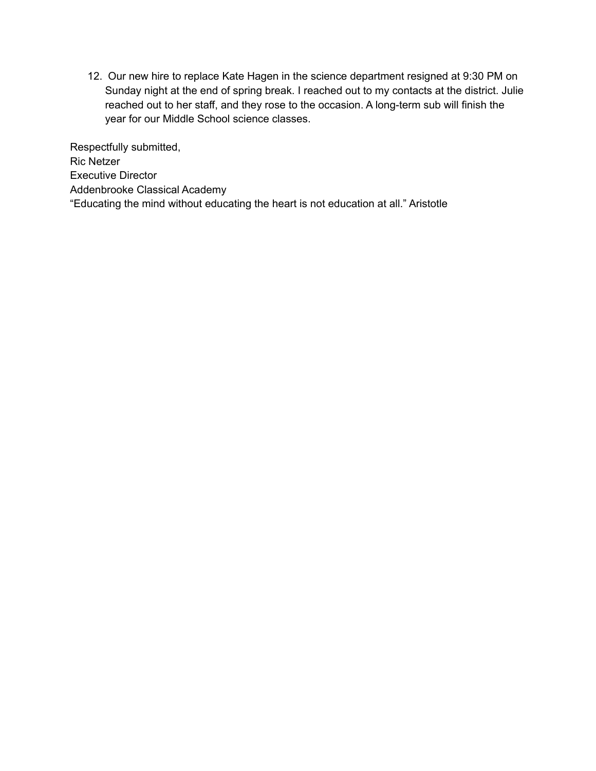12. Our new hire to replace Kate Hagen in the science department resigned at 9:30 PM on Sunday night at the end of spring break. I reached out to my contacts at the district. Julie reached out to her staff, and they rose to the occasion. A long-term sub will finish the year for our Middle School science classes.

Respectfully submitted,
Ric Netzer
Executive Director
Addenbrooke Classical Academy
"Educating the mind without educating the heart is not education at all." Aristotle